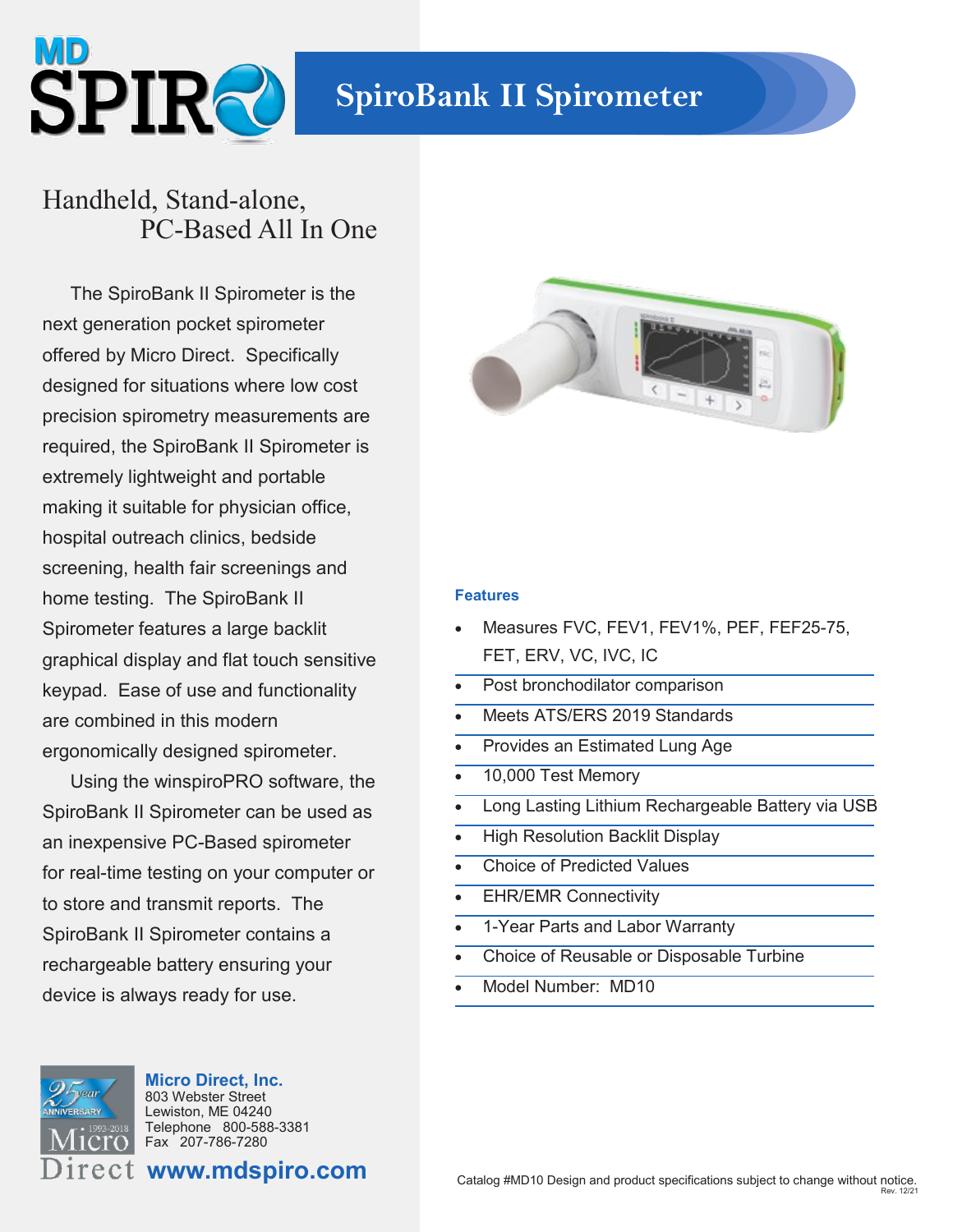# SpiroBank II Spirometer

## Handheld, Stand-alone, PC-Based All In One

The SpiroBank II Spirometer is the next generation pocket spirometer offered by Micro Direct. Specifically designed for situations where low cost precision spirometry measurements are required, the SpiroBank II Spirometer is extremely lightweight and portable making it suitable for physician office, hospital outreach clinics, bedside screening, health fair screenings and home testing. The SpiroBank II Spirometer features a large backlit graphical display and flat touch sensitive keypad. Ease of use and functionality are combined in this modern ergonomically designed spirometer.

Using the winspiroPRO software, the SpiroBank II Spirometer can be used as an inexpensive PC-Based spirometer for real-time testing on your computer or to store and transmit reports. The SpiroBank II Spirometer contains a rechargeable battery ensuring your device is always ready for use.

### Features

- Measures FVC, FEV1, FEV1%, PEF, FEF25-75, FET, ERV, VC, IVC, IC
- Post bronchodilator comparison
- Meets ATS/ERS 2019 Standards
- Provides an Estimated Lung Age
- 10,000 Test Memory
- Long Lasting Lithium Rechargeable Battery via USB
- High Resolution Backlit Display
- Choice of Predicted Values
- EHR/EMR Connectivity
- 1-Year Parts and Labor Warranty
- Choice of Reusable or Disposable Turbine
- Model Number: MD10

**Micro Direct, Inc.**
803 Webster Street
Lewiston, ME 04240
Telephone 800-588-3381
Fax 207-786-7280

**www.mdspiro.com**

Catalog #MD10 Design and product specifications subject to change without notice.
Rev. 12/21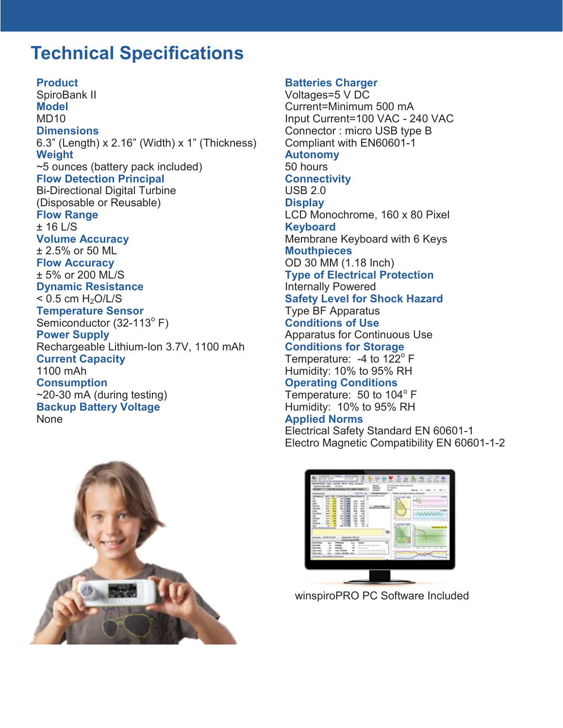# Technical Specifications

**Product**
SpiroBank II

**Model**
MD10

**Dimensions**
6.3” (Length) x 2.16” (Width) x 1” (Thickness)

**Weight**
~5 ounces (battery pack included)

**Flow Detection Principal**
Bi-Directional Digital Turbine
(Disposable or Reusable)

**Flow Range**
± 16 L/S

**Volume Accuracy**
± 2.5% or 50 ML

**Flow Accuracy**
± 5% or 200 ML/S

**Dynamic Resistance**
< 0.5 cm $H_2O$/L/S

**Temperature Sensor**
Semiconductor (32-113° F)

**Power Supply**
Rechargeable Lithium-Ion 3.7V, 1100 mAh

**Current Capacity**
1100 mAh

**Consumption**
~20-30 mA (during testing)

**Backup Battery Voltage**
None

**Batteries Charger**
Voltages=5 V DC
Current=Minimum 500 mA
Input Current=100 VAC - 240 VAC
Connector : micro USB type B
Compliant with EN60601-1

**Autonomy**
50 hours

**Connectivity**
USB 2.0

**Display**
LCD Monochrome, 160 x 80 Pixel

**Keyboard**
Membrane Keyboard with 6 Keys

**Mouthpieces**
OD 30 MM (1.18 Inch)

**Type of Electrical Protection**
Internally Powered

**Safety Level for Shock Hazard**
Type BF Apparatus

**Conditions of Use**
Apparatus for Continuous Use

**Conditions for Storage**
Temperature: -4 to 122° F
Humidity: 10% to 95% RH

**Operating Conditions**
Temperature: 50 to 104° F
Humidity: 10% to 95% RH

**Applied Norms**
Electrical Safety Standard EN 60601-1
Electro Magnetic Compatibility EN 60601-1-2

winspiroPRO PC Software Included